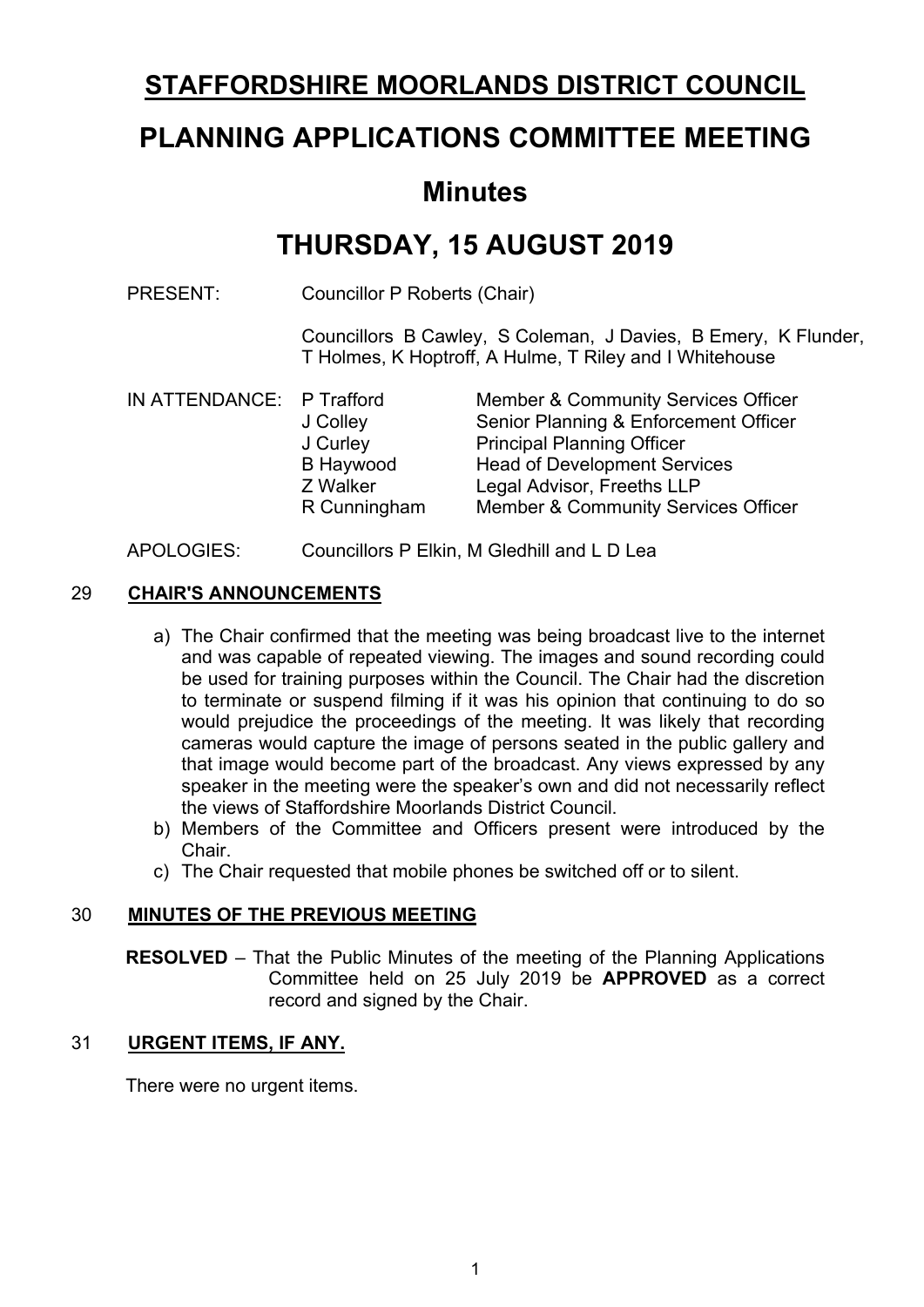# STAFFORDSHIRE MOORLANDS DISTRICT COUNCIL

# PLANNING APPLICATIONS COMMITTEE MEETING

## Minutes

# THURSDAY, 15 AUGUST 2019

PRESENT: Councillor P Roberts (Chair)

Councillors B Cawley, S Coleman, J Davies, B Emery, K Flunder, T Holmes, K Hoptroff, A Hulme, T Riley and I Whitehouse

| IN ATTENDANCE: | | |
|---|---|---|
| | P Trafford | Member & Community Services Officer |
| | J Colley | Senior Planning & Enforcement Officer |
| | J Curley | Principal Planning Officer |
| | B Haywood | Head of Development Services |
| | Z Walker | Legal Advisor, Freeths LLP |
| | R Cunningham | Member & Community Services Officer |

APOLOGIES: Councillors P Elkin, M Gledhill and L D Lea

## 29 CHAIR'S ANNOUNCEMENTS

a) The Chair confirmed that the meeting was being broadcast live to the internet and was capable of repeated viewing. The images and sound recording could be used for training purposes within the Council. The Chair had the discretion to terminate or suspend filming if it was his opinion that continuing to do so would prejudice the proceedings of the meeting. It was likely that recording cameras would capture the image of persons seated in the public gallery and that image would become part of the broadcast. Any views expressed by any speaker in the meeting were the speaker's own and did not necessarily reflect the views of Staffordshire Moorlands District Council.

b) Members of the Committee and Officers present were introduced by the Chair.

c) The Chair requested that mobile phones be switched off or to silent.

## 30 MINUTES OF THE PREVIOUS MEETING

**RESOLVED** – That the Public Minutes of the meeting of the Planning Applications Committee held on 25 July 2019 be **APPROVED** as a correct record and signed by the Chair.

## 31 URGENT ITEMS, IF ANY.

There were no urgent items.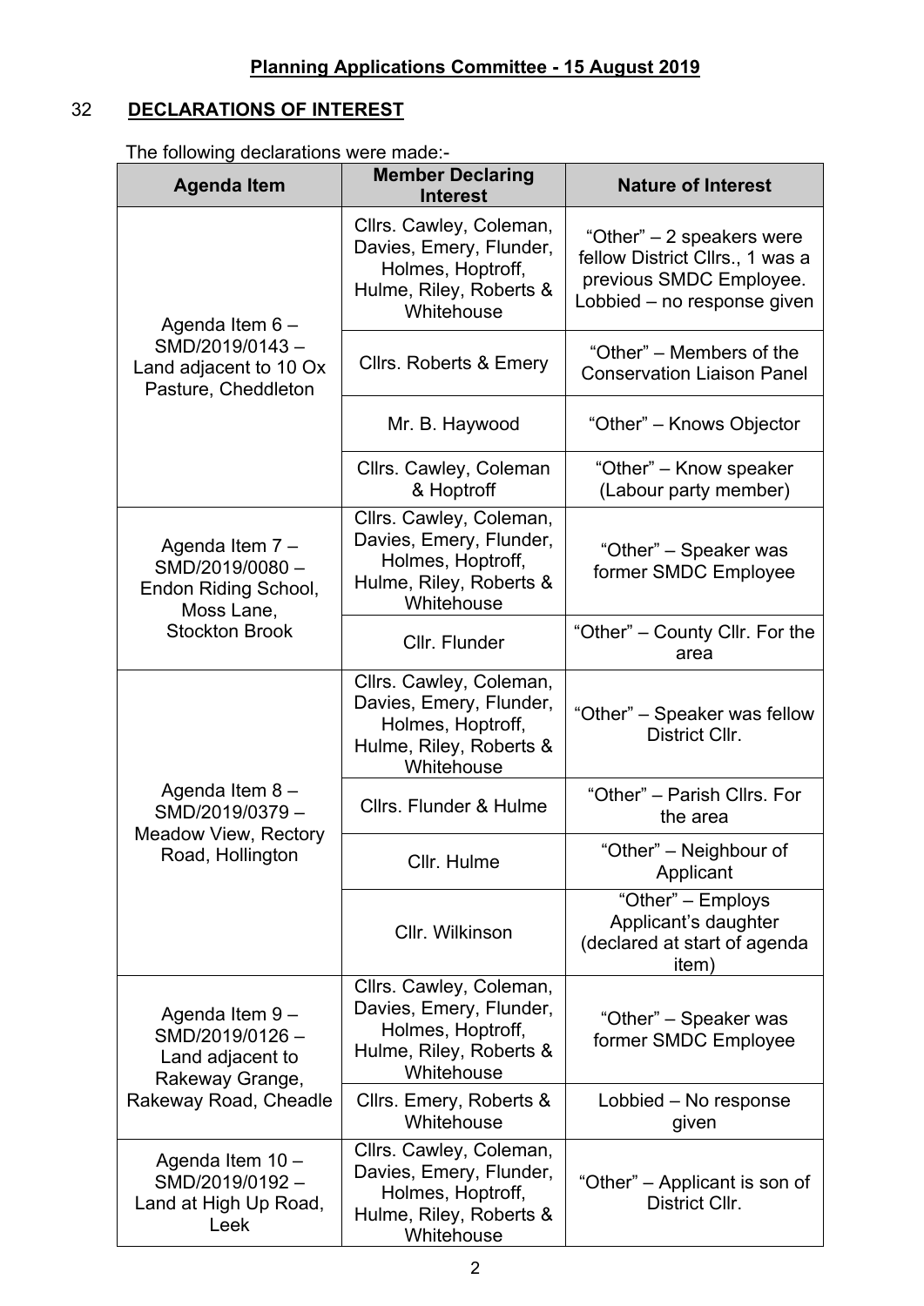## Planning Applications Committee - 15 August 2019

### 32 DECLARATIONS OF INTEREST

The following declarations were made:-

| Agenda Item | Member Declaring Interest | Nature of Interest |
|---|---|---|
| Agenda Item 6 – SMD/2019/0143 – Land adjacent to 10 Ox Pasture, Cheddleton | Cllrs. Cawley, Coleman, Davies, Emery, Flunder, Holmes, Hoptroff, Hulme, Riley, Roberts & Whitehouse | "Other" – 2 speakers were fellow District Cllrs., 1 was a previous SMDC Employee. Lobbied – no response given |
| | Cllrs. Roberts & Emery | "Other" – Members of the Conservation Liaison Panel |
| | Mr. B. Haywood | "Other" – Knows Objector |
| | Cllrs. Cawley, Coleman & Hoptroff | "Other" – Know speaker (Labour party member) |
| Agenda Item 7 – SMD/2019/0080 – Endon Riding School, Moss Lane, Stockton Brook | Cllrs. Cawley, Coleman, Davies, Emery, Flunder, Holmes, Hoptroff, Hulme, Riley, Roberts & Whitehouse | "Other" – Speaker was former SMDC Employee |
| | Cllr. Flunder | "Other" – County Cllr. For the area |
| Agenda Item 8 – SMD/2019/0379 – Meadow View, Rectory Road, Hollington | Cllrs. Cawley, Coleman, Davies, Emery, Flunder, Holmes, Hoptroff, Hulme, Riley, Roberts & Whitehouse | "Other" – Speaker was fellow District Cllr. |
| | Cllrs. Flunder & Hulme | "Other" – Parish Cllrs. For the area |
| | Cllr. Hulme | "Other" – Neighbour of Applicant |
| | Cllr. Wilkinson | "Other" – Employs Applicant's daughter (declared at start of agenda item) |
| Agenda Item 9 – SMD/2019/0126 – Land adjacent to Rakeway Grange, Rakeway Road, Cheadle | Cllrs. Cawley, Coleman, Davies, Emery, Flunder, Holmes, Hoptroff, Hulme, Riley, Roberts & Whitehouse | "Other" – Speaker was former SMDC Employee |
| | Cllrs. Emery, Roberts & Whitehouse | Lobbied – No response given |
| Agenda Item 10 – SMD/2019/0192 – Land at High Up Road, Leek | Cllrs. Cawley, Coleman, Davies, Emery, Flunder, Holmes, Hoptroff, Hulme, Riley, Roberts & Whitehouse | "Other" – Applicant is son of District Cllr. |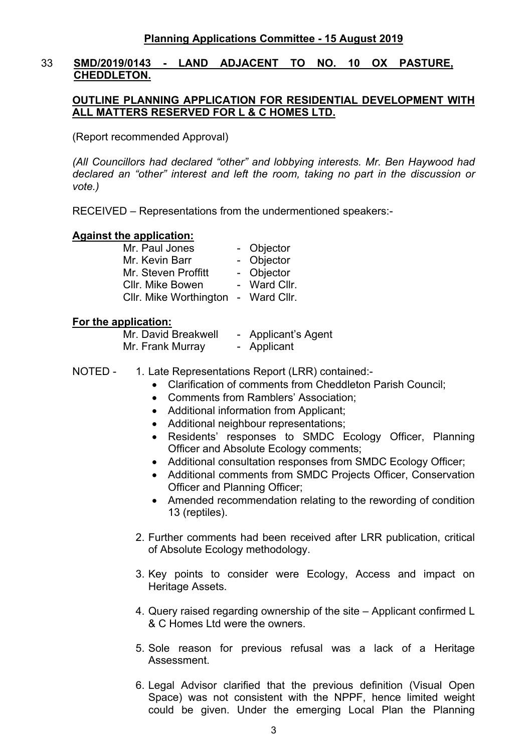## Planning Applications Committee - 15 August 2019

33 **SMD/2019/0143 - LAND ADJACENT TO NO. 10 OX PASTURE, CHEDDLETON.**

**OUTLINE PLANNING APPLICATION FOR RESIDENTIAL DEVELOPMENT WITH ALL MATTERS RESERVED FOR L & C HOMES LTD.**

(Report recommended Approval)

*(All Councillors had declared "other" and lobbying interests. Mr. Ben Haywood had declared an "other" interest and left the room, taking no part in the discussion or vote.)*

RECEIVED – Representations from the undermentioned speakers:-

**Against the application:**

| | |
|---|---|
| Mr. Paul Jones | - Objector |
| Mr. Kevin Barr | - Objector |
| Mr. Steven Proffitt | - Objector |
| Cllr. Mike Bowen | - Ward Cllr. |
| Cllr. Mike Worthington | - Ward Cllr. |

**For the application:**

| | |
|---|---|
| Mr. David Breakwell | - Applicant's Agent |
| Mr. Frank Murray | - Applicant |

NOTED -

1. Late Representations Report (LRR) contained:-
   - Clarification of comments from Cheddleton Parish Council;
   - Comments from Ramblers' Association;
   - Additional information from Applicant;
   - Additional neighbour representations;
   - Residents' responses to SMDC Ecology Officer, Planning Officer and Absolute Ecology comments;
   - Additional consultation responses from SMDC Ecology Officer;
   - Additional comments from SMDC Projects Officer, Conservation Officer and Planning Officer;
   - Amended recommendation relating to the rewording of condition 13 (reptiles).

2. Further comments had been received after LRR publication, critical of Absolute Ecology methodology.

3. Key points to consider were Ecology, Access and impact on Heritage Assets.

4. Query raised regarding ownership of the site – Applicant confirmed L & C Homes Ltd were the owners.

5. Sole reason for previous refusal was a lack of a Heritage Assessment.

6. Legal Advisor clarified that the previous definition (Visual Open Space) was not consistent with the NPPF, hence limited weight could be given. Under the emerging Local Plan the Planning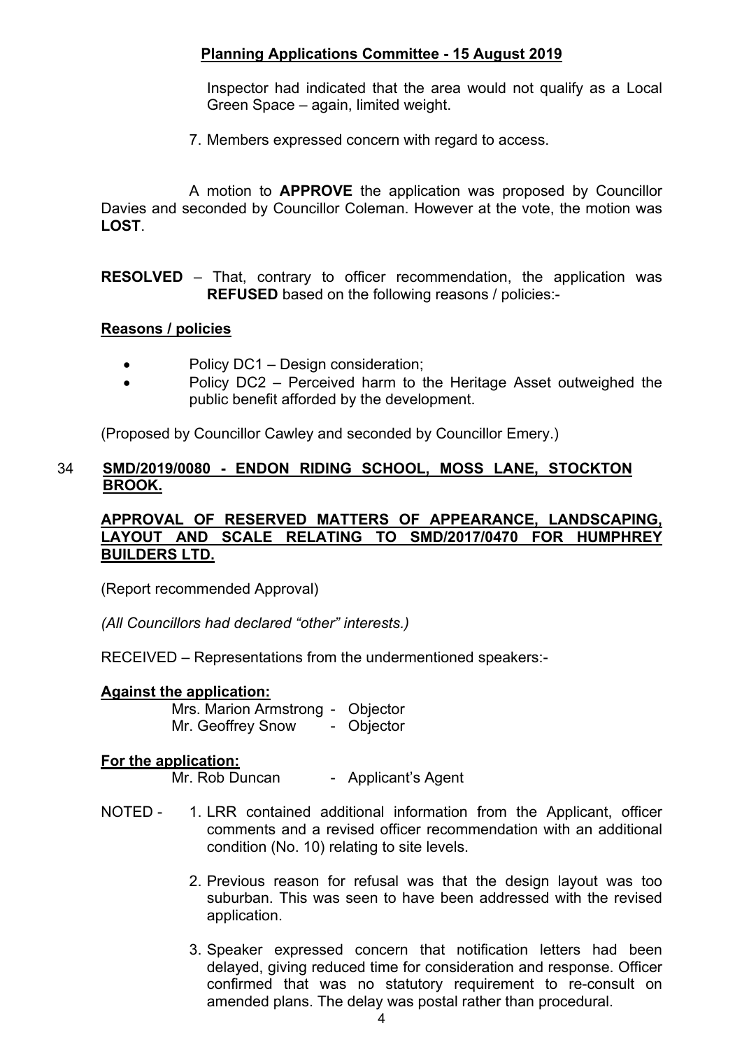Inspector had indicated that the area would not qualify as a Local Green Space – again, limited weight.

7. Members expressed concern with regard to access.

A motion to **APPROVE** the application was proposed by Councillor Davies and seconded by Councillor Coleman. However at the vote, the motion was **LOST**.

**RESOLVED** – That, contrary to officer recommendation, the application was **REFUSED** based on the following reasons / policies:-

**Reasons / policies**

- Policy DC1 – Design consideration;
- Policy DC2 – Perceived harm to the Heritage Asset outweighed the public benefit afforded by the development.

(Proposed by Councillor Cawley and seconded by Councillor Emery.)

## 34 SMD/2019/0080 - ENDON RIDING SCHOOL, MOSS LANE, STOCKTON BROOK.

**APPROVAL OF RESERVED MATTERS OF APPEARANCE, LANDSCAPING, LAYOUT AND SCALE RELATING TO SMD/2017/0470 FOR HUMPHREY BUILDERS LTD.**

(Report recommended Approval)

*(All Councillors had declared "other" interests.)*

RECEIVED – Representations from the undermentioned speakers:-

**Against the application:**

Mrs. Marion Armstrong - Objector
Mr. Geoffrey Snow - Objector

**For the application:**

Mr. Rob Duncan - Applicant's Agent

NOTED -

1. LRR contained additional information from the Applicant, officer comments and a revised officer recommendation with an additional condition (No. 10) relating to site levels.

2. Previous reason for refusal was that the design layout was too suburban. This was seen to have been addressed with the revised application.

3. Speaker expressed concern that notification letters had been delayed, giving reduced time for consideration and response. Officer confirmed that was no statutory requirement to re-consult on amended plans. The delay was postal rather than procedural.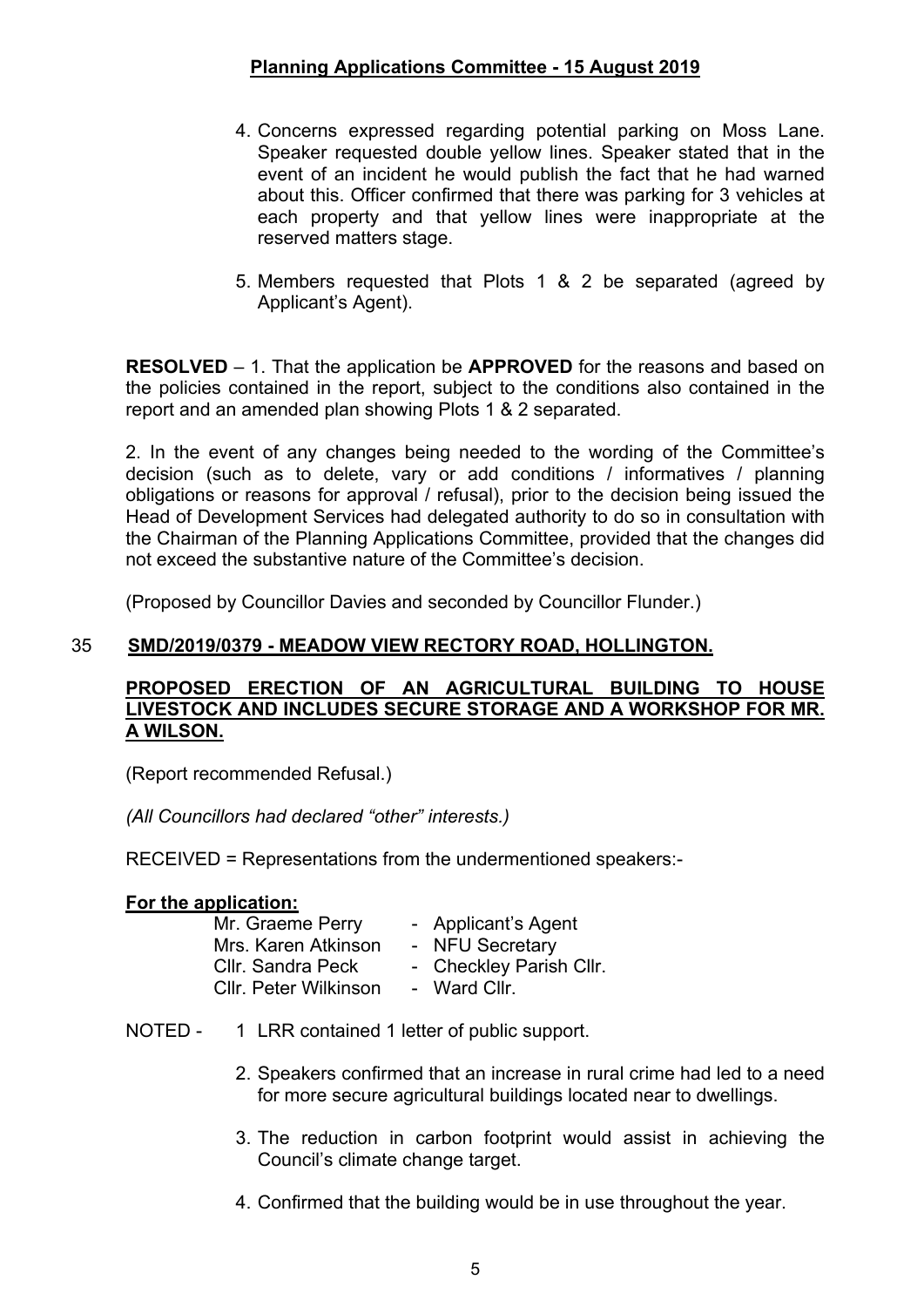4. Concerns expressed regarding potential parking on Moss Lane. Speaker requested double yellow lines. Speaker stated that in the event of an incident he would publish the fact that he had warned about this. Officer confirmed that there was parking for 3 vehicles at each property and that yellow lines were inappropriate at the reserved matters stage.

5. Members requested that Plots 1 & 2 be separated (agreed by Applicant's Agent).

**RESOLVED** – 1. That the application be **APPROVED** for the reasons and based on the policies contained in the report, subject to the conditions also contained in the report and an amended plan showing Plots 1 & 2 separated.

2. In the event of any changes being needed to the wording of the Committee's decision (such as to delete, vary or add conditions / informatives / planning obligations or reasons for approval / refusal), prior to the decision being issued the Head of Development Services had delegated authority to do so in consultation with the Chairman of the Planning Applications Committee, provided that the changes did not exceed the substantive nature of the Committee's decision.

(Proposed by Councillor Davies and seconded by Councillor Flunder.)

## 35 SMD/2019/0379 - MEADOW VIEW RECTORY ROAD, HOLLINGTON.

**PROPOSED ERECTION OF AN AGRICULTURAL BUILDING TO HOUSE LIVESTOCK AND INCLUDES SECURE STORAGE AND A WORKSHOP FOR MR. A WILSON.**

(Report recommended Refusal.)

*(All Councillors had declared "other" interests.)*

RECEIVED = Representations from the undermentioned speakers:-

**For the application:**

Mr. Graeme Perry - Applicant's Agent
Mrs. Karen Atkinson - NFU Secretary
Cllr. Sandra Peck - Checkley Parish Cllr.
Cllr. Peter Wilkinson - Ward Cllr.

NOTED -

1. LRR contained 1 letter of public support.

2. Speakers confirmed that an increase in rural crime had led to a need for more secure agricultural buildings located near to dwellings.

3. The reduction in carbon footprint would assist in achieving the Council's climate change target.

4. Confirmed that the building would be in use throughout the year.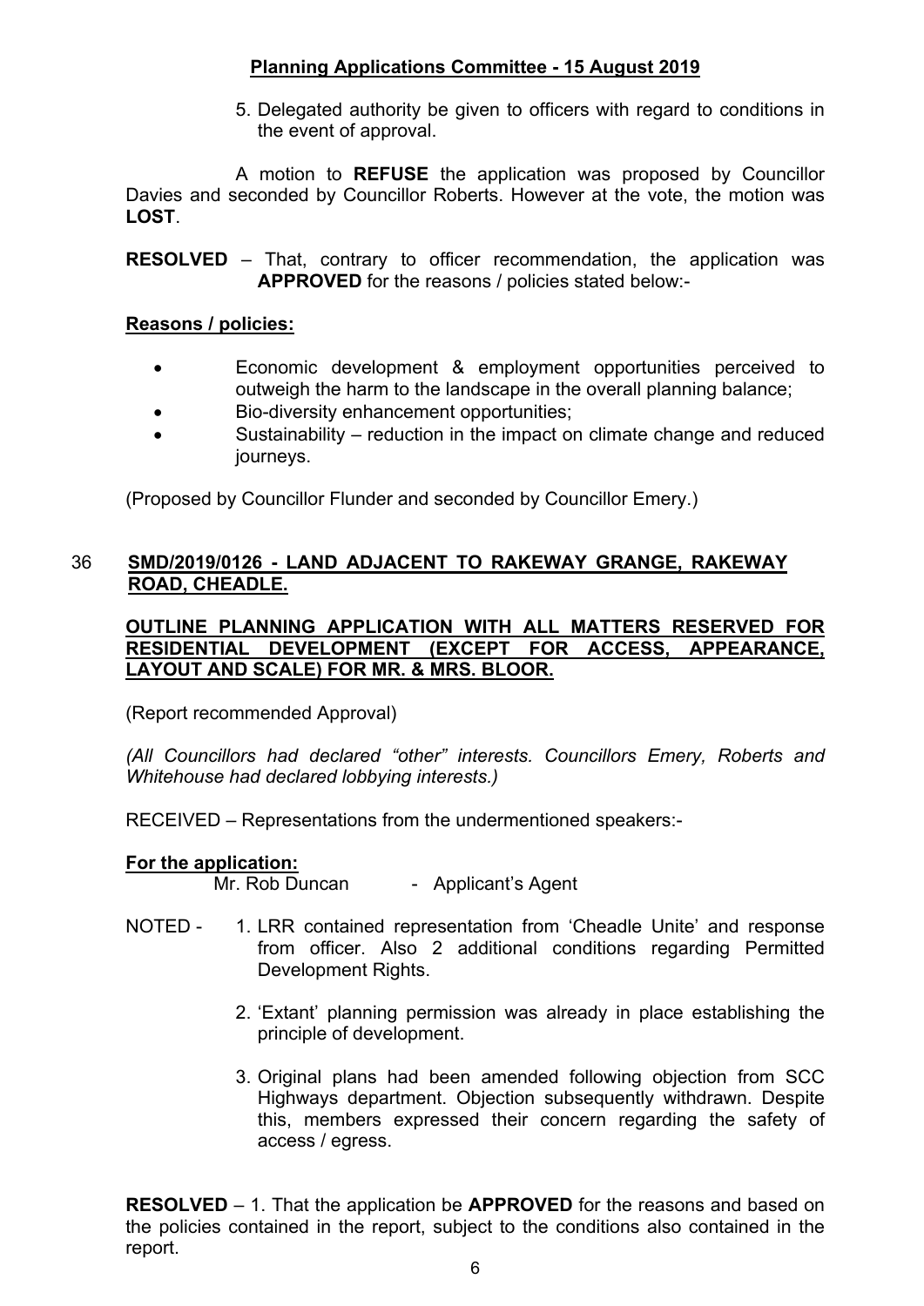5. Delegated authority be given to officers with regard to conditions in the event of approval.

A motion to **REFUSE** the application was proposed by Councillor Davies and seconded by Councillor Roberts. However at the vote, the motion was **LOST**.

**RESOLVED** – That, contrary to officer recommendation, the application was **APPROVED** for the reasons / policies stated below:-

**Reasons / policies:**

- Economic development & employment opportunities perceived to outweigh the harm to the landscape in the overall planning balance;
- Bio-diversity enhancement opportunities;
- Sustainability – reduction in the impact on climate change and reduced journeys.

(Proposed by Councillor Flunder and seconded by Councillor Emery.)

## 36 SMD/2019/0126 - LAND ADJACENT TO RAKEWAY GRANGE, RAKEWAY ROAD, CHEADLE.

**OUTLINE PLANNING APPLICATION WITH ALL MATTERS RESERVED FOR RESIDENTIAL DEVELOPMENT (EXCEPT FOR ACCESS, APPEARANCE, LAYOUT AND SCALE) FOR MR. & MRS. BLOOR.**

(Report recommended Approval)

*(All Councillors had declared "other" interests. Councillors Emery, Roberts and Whitehouse had declared lobbying interests.)*

RECEIVED – Representations from the undermentioned speakers:-

**For the application:**

Mr. Rob Duncan - Applicant's Agent

NOTED -

1. LRR contained representation from 'Cheadle Unite' and response from officer. Also 2 additional conditions regarding Permitted Development Rights.
2. 'Extant' planning permission was already in place establishing the principle of development.
3. Original plans had been amended following objection from SCC Highways department. Objection subsequently withdrawn. Despite this, members expressed their concern regarding the safety of access / egress.

**RESOLVED** – 1. That the application be **APPROVED** for the reasons and based on the policies contained in the report, subject to the conditions also contained in the report.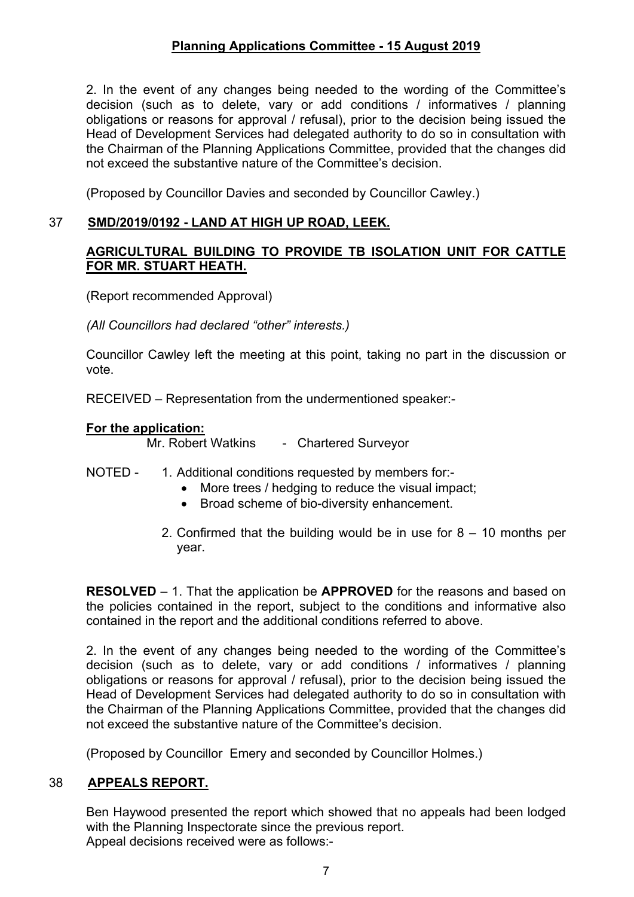2. In the event of any changes being needed to the wording of the Committee's decision (such as to delete, vary or add conditions / informatives / planning obligations or reasons for approval / refusal), prior to the decision being issued the Head of Development Services had delegated authority to do so in consultation with the Chairman of the Planning Applications Committee, provided that the changes did not exceed the substantive nature of the Committee's decision.

(Proposed by Councillor Davies and seconded by Councillor Cawley.)

## 37 SMD/2019/0192 - LAND AT HIGH UP ROAD, LEEK.

**AGRICULTURAL BUILDING TO PROVIDE TB ISOLATION UNIT FOR CATTLE FOR MR. STUART HEATH.**

(Report recommended Approval)

*(All Councillors had declared "other" interests.)*

Councillor Cawley left the meeting at this point, taking no part in the discussion or vote.

RECEIVED – Representation from the undermentioned speaker:-

**For the application:**

Mr. Robert Watkins - Chartered Surveyor

NOTED - 1. Additional conditions requested by members for:-

- More trees / hedging to reduce the visual impact;
- Broad scheme of bio-diversity enhancement.

2. Confirmed that the building would be in use for 8 – 10 months per year.

**RESOLVED** – 1. That the application be **APPROVED** for the reasons and based on the policies contained in the report, subject to the conditions and informative also contained in the report and the additional conditions referred to above.

2. In the event of any changes being needed to the wording of the Committee's decision (such as to delete, vary or add conditions / informatives / planning obligations or reasons for approval / refusal), prior to the decision being issued the Head of Development Services had delegated authority to do so in consultation with the Chairman of the Planning Applications Committee, provided that the changes did not exceed the substantive nature of the Committee's decision.

(Proposed by Councillor Emery and seconded by Councillor Holmes.)

## 38 APPEALS REPORT.

Ben Haywood presented the report which showed that no appeals had been lodged with the Planning Inspectorate since the previous report.
Appeal decisions received were as follows:-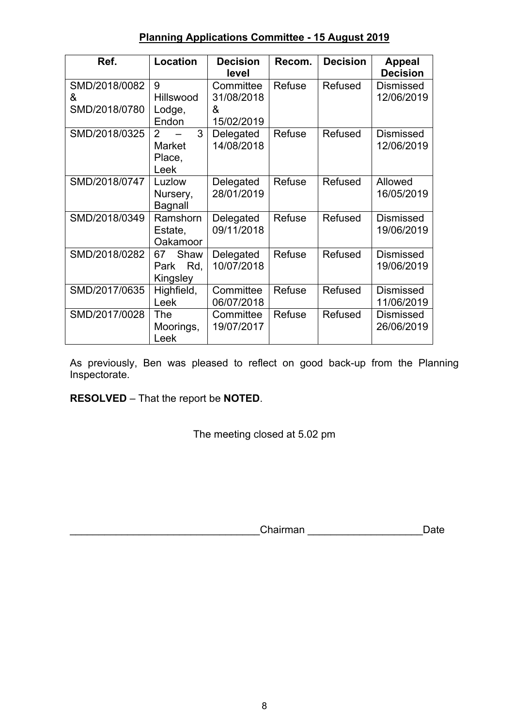**Planning Applications Committee - 15 August 2019**

| Ref. | Location | Decision level | Recom. | Decision | Appeal Decision |
|---|---|---|---|---|---|
| SMD/2018/0082 & SMD/2018/0780 | 9 Hillswood Lodge, Endon | Committee 31/08/2018 & 15/02/2019 | Refuse | Refused | Dismissed 12/06/2019 |
| SMD/2018/0325 | 2 – 3 Market Place, Leek | Delegated 14/08/2018 | Refuse | Refused | Dismissed 12/06/2019 |
| SMD/2018/0747 | Luzlow Nursery, Bagnall | Delegated 28/01/2019 | Refuse | Refused | Allowed 16/05/2019 |
| SMD/2018/0349 | Ramshorn Estate, Oakamoor | Delegated 09/11/2018 | Refuse | Refused | Dismissed 19/06/2019 |
| SMD/2018/0282 | 67 Shaw Park Rd, Kingsley | Delegated 10/07/2018 | Refuse | Refused | Dismissed 19/06/2019 |
| SMD/2017/0635 | Highfield, Leek | Committee 06/07/2018 | Refuse | Refused | Dismissed 11/06/2019 |
| SMD/2017/0028 | The Moorings, Leek | Committee 19/07/2017 | Refuse | Refused | Dismissed 26/06/2019 |

As previously, Ben was pleased to reflect on good back-up from the Planning Inspectorate.

**RESOLVED** – That the report be **NOTED**.

The meeting closed at 5.02 pm

________________________________Chairman ___________________Date